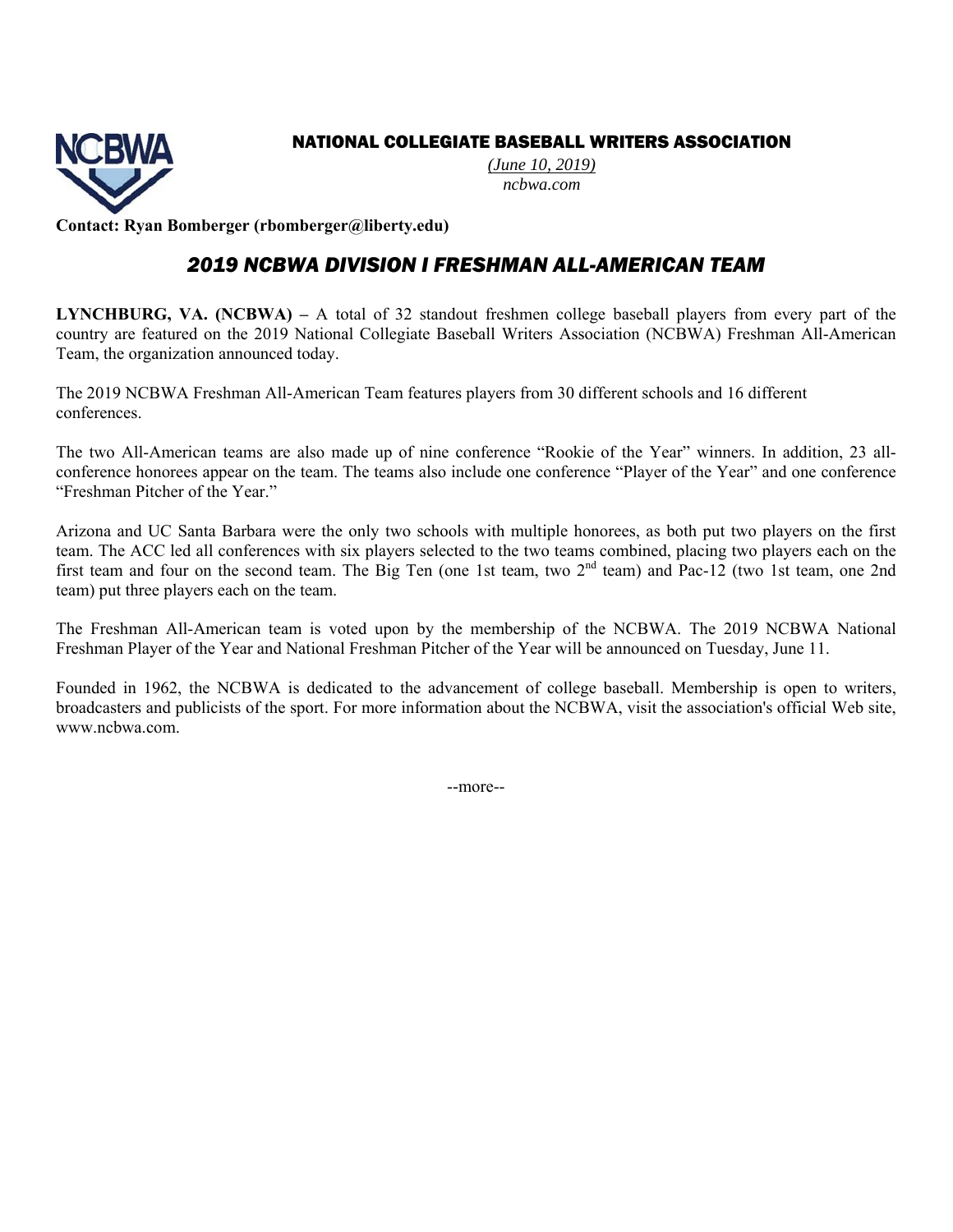**NATIONAL COLLEGIATE BASEBALL WRITERS ASSOCIATION**

*(June 10, 2019)*
*ncbwa.com*

**Contact: Ryan Bomberger (rbomberger@liberty.edu)**

# *2019 NCBWA DIVISION I FRESHMAN ALL-AMERICAN TEAM*

**LYNCHBURG, VA. (NCBWA) –** A total of 32 standout freshmen college baseball players from every part of the country are featured on the 2019 National Collegiate Baseball Writers Association (NCBWA) Freshman All-American Team, the organization announced today.

The 2019 NCBWA Freshman All-American Team features players from 30 different schools and 16 different conferences.

The two All-American teams are also made up of nine conference "Rookie of the Year" winners. In addition, 23 all-conference honorees appear on the team. The teams also include one conference "Player of the Year" and one conference "Freshman Pitcher of the Year."

Arizona and UC Santa Barbara were the only two schools with multiple honorees, as both put two players on the first team. The ACC led all conferences with six players selected to the two teams combined, placing two players each on the first team and four on the second team. The Big Ten (one 1st team, two 2nd team) and Pac-12 (two 1st team, one 2nd team) put three players each on the team.

The Freshman All-American team is voted upon by the membership of the NCBWA. The 2019 NCBWA National Freshman Player of the Year and National Freshman Pitcher of the Year will be announced on Tuesday, June 11.

Founded in 1962, the NCBWA is dedicated to the advancement of college baseball. Membership is open to writers, broadcasters and publicists of the sport. For more information about the NCBWA, visit the association's official Web site, www.ncbwa.com.

--more--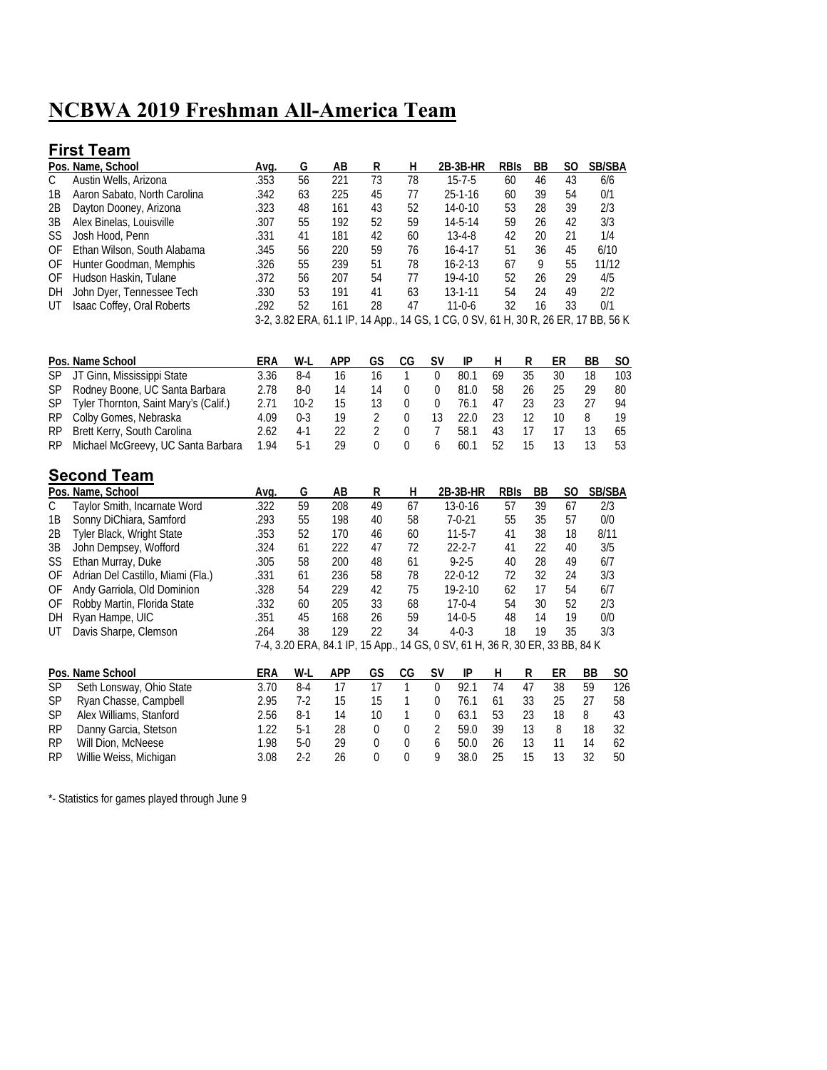# NCBWA 2019 Freshman All-America Team

## First Team

| Pos. | Name, School | Avg. | G | AB | R | H | 2B-3B-HR | RBIs | BB | SO | SB/SBA |
|---|---|---|---|---|---|---|---|---|---|---|---|
| C | Austin Wells, Arizona | .353 | 56 | 221 | 73 | 78 | 15-7-5 | 60 | 46 | 43 | 6/6 |
| 1B | Aaron Sabato, North Carolina | .342 | 63 | 225 | 45 | 77 | 25-1-16 | 60 | 39 | 54 | 0/1 |
| 2B | Dayton Dooney, Arizona | .323 | 48 | 161 | 43 | 52 | 14-0-10 | 53 | 28 | 39 | 2/3 |
| 3B | Alex Binelas, Louisville | .307 | 55 | 192 | 52 | 59 | 14-5-14 | 59 | 26 | 42 | 3/3 |
| SS | Josh Hood, Penn | .331 | 41 | 181 | 42 | 60 | 13-4-8 | 42 | 20 | 21 | 1/4 |
| OF | Ethan Wilson, South Alabama | .345 | 56 | 220 | 59 | 76 | 16-4-17 | 51 | 36 | 45 | 6/10 |
| OF | Hunter Goodman, Memphis | .326 | 55 | 239 | 51 | 78 | 16-2-13 | 67 | 9 | 55 | 11/12 |
| OF | Hudson Haskin, Tulane | .372 | 56 | 207 | 54 | 77 | 19-4-10 | 52 | 26 | 29 | 4/5 |
| DH | John Dyer, Tennessee Tech | .330 | 53 | 191 | 41 | 63 | 13-1-11 | 54 | 24 | 49 | 2/2 |
| UT | Isaac Coffey, Oral Roberts | .292 | 52 | 161 | 28 | 47 | 11-0-6 | 32 | 16 | 33 | 0/1 |

3-2, 3.82 ERA, 61.1 IP, 14 App., 14 GS, 1 CG, 0 SV, 61 H, 30 R, 26 ER, 17 BB, 56 K

| Pos. | Name School | ERA | W-L | APP | GS | CG | SV | IP | H | R | ER | BB | SO |
|---|---|---|---|---|---|---|---|---|---|---|---|---|---|
| SP | JT Ginn, Mississippi State | 3.36 | 8-4 | 16 | 16 | 1 | 0 | 80.1 | 69 | 35 | 30 | 18 | 103 |
| SP | Rodney Boone, UC Santa Barbara | 2.78 | 8-0 | 14 | 14 | 0 | 0 | 81.0 | 58 | 26 | 25 | 29 | 80 |
| SP | Tyler Thornton, Saint Mary's (Calif.) | 2.71 | 10-2 | 15 | 13 | 0 | 0 | 76.1 | 47 | 23 | 23 | 27 | 94 |
| RP | Colby Gomes, Nebraska | 4.09 | 0-3 | 19 | 2 | 0 | 13 | 22.0 | 23 | 12 | 10 | 8 | 19 |
| RP | Brett Kerry, South Carolina | 2.62 | 4-1 | 22 | 2 | 0 | 7 | 58.1 | 43 | 17 | 17 | 13 | 65 |
| RP | Michael McGreevy, UC Santa Barbara | 1.94 | 5-1 | 29 | 0 | 0 | 6 | 60.1 | 52 | 15 | 13 | 13 | 53 |

## Second Team

| Pos. | Name, School | Avg. | G | AB | R | H | 2B-3B-HR | RBIs | BB | SO | SB/SBA |
|---|---|---|---|---|---|---|---|---|---|---|---|
| C | Taylor Smith, Incarnate Word | .322 | 59 | 208 | 49 | 67 | 13-0-16 | 57 | 39 | 67 | 2/3 |
| 1B | Sonny DiChiara, Samford | .293 | 55 | 198 | 40 | 58 | 7-0-21 | 55 | 35 | 57 | 0/0 |
| 2B | Tyler Black, Wright State | .353 | 52 | 170 | 46 | 60 | 11-5-7 | 41 | 38 | 18 | 8/11 |
| 3B | John Dempsey, Wofford | .324 | 61 | 222 | 47 | 72 | 22-2-7 | 41 | 22 | 40 | 3/5 |
| SS | Ethan Murray, Duke | .305 | 58 | 200 | 48 | 61 | 9-2-5 | 40 | 28 | 49 | 6/7 |
| OF | Adrian Del Castillo, Miami (Fla.) | .331 | 61 | 236 | 58 | 78 | 22-0-12 | 72 | 32 | 24 | 3/3 |
| OF | Andy Garriola, Old Dominion | .328 | 54 | 229 | 42 | 75 | 19-2-10 | 62 | 17 | 54 | 6/7 |
| OF | Robby Martin, Florida State | .332 | 60 | 205 | 33 | 68 | 17-0-4 | 54 | 30 | 52 | 2/3 |
| DH | Ryan Hampe, UIC | .351 | 45 | 168 | 26 | 59 | 14-0-5 | 48 | 14 | 19 | 0/0 |
| UT | Davis Sharpe, Clemson | .264 | 38 | 129 | 22 | 34 | 4-0-3 | 18 | 19 | 35 | 3/3 |

7-4, 3.20 ERA, 84.1 IP, 15 App., 14 GS, 0 SV, 61 H, 36 R, 30 ER, 33 BB, 84 K

| Pos. | Name School | ERA | W-L | APP | GS | CG | SV | IP | H | R | ER | BB | SO |
|---|---|---|---|---|---|---|---|---|---|---|---|---|---|
| SP | Seth Lonsway, Ohio State | 3.70 | 8-4 | 17 | 17 | 1 | 0 | 92.1 | 74 | 47 | 38 | 59 | 126 |
| SP | Ryan Chasse, Campbell | 2.95 | 7-2 | 15 | 15 | 1 | 0 | 76.1 | 61 | 33 | 25 | 27 | 58 |
| SP | Alex Williams, Stanford | 2.56 | 8-1 | 14 | 10 | 1 | 0 | 63.1 | 53 | 23 | 18 | 8 | 43 |
| RP | Danny Garcia, Stetson | 1.22 | 5-1 | 28 | 0 | 0 | 2 | 59.0 | 39 | 13 | 8 | 18 | 32 |
| RP | Will Dion, McNeese | 1.98 | 5-0 | 29 | 0 | 0 | 6 | 50.0 | 26 | 13 | 11 | 14 | 62 |
| RP | Willie Weiss, Michigan | 3.08 | 2-2 | 26 | 0 | 0 | 9 | 38.0 | 25 | 15 | 13 | 32 | 50 |

*- Statistics for games played through June 9